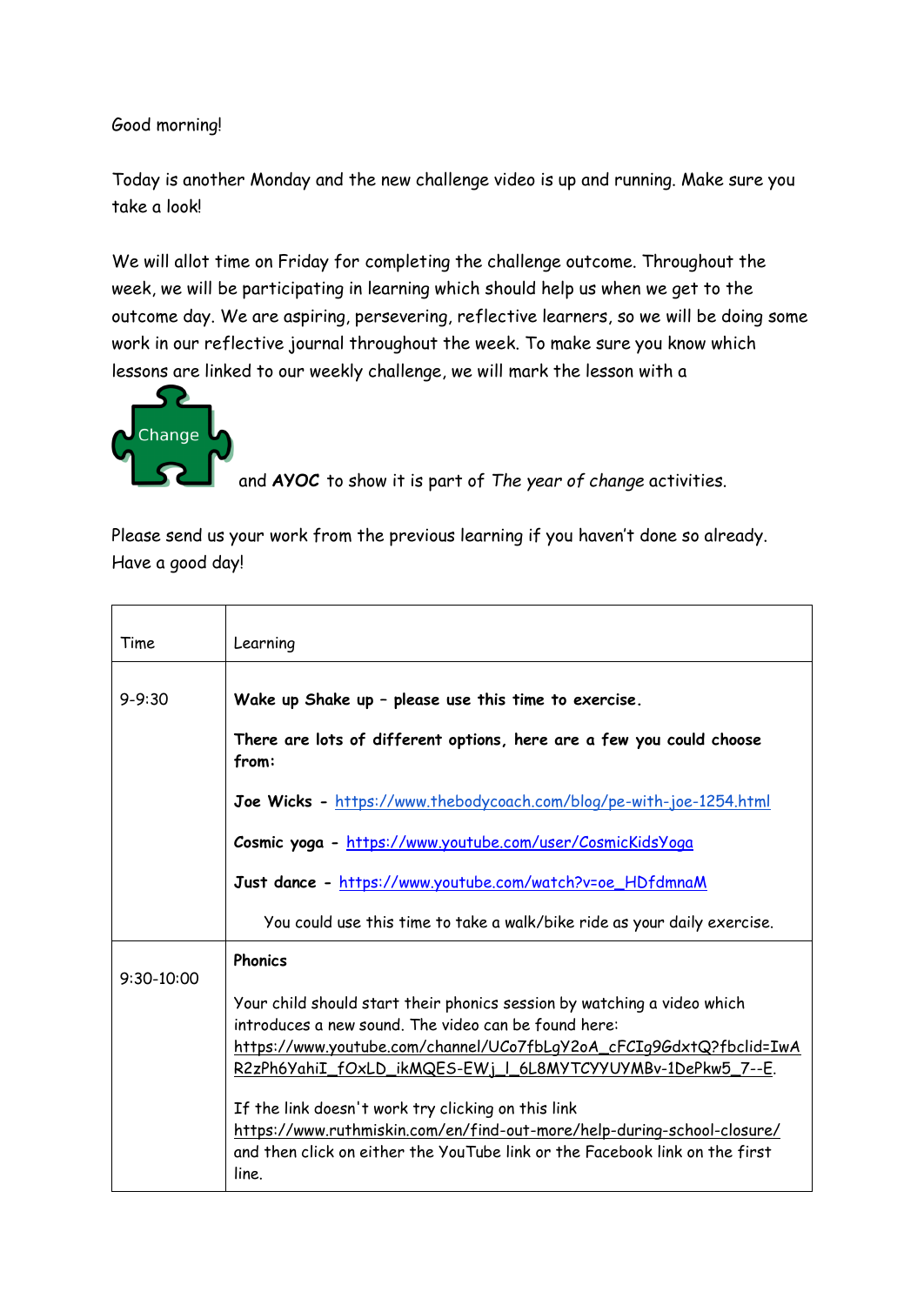Good morning!

Today is another Monday and the new challenge video is up and running. Make sure you take a look!

We will allot time on Friday for completing the challenge outcome. Throughout the week, we will be participating in learning which should help us when we get to the outcome day. We are aspiring, persevering, reflective learners, so we will be doing some work in our reflective journal throughout the week. To make sure you know which lessons are linked to our weekly challenge, we will mark the lesson with a

Change and **AYOC** to show it is part of *The year of change* activities.

Please send us your work from the previous learning if you haven't done so already. Have a good day!

| Time | Learning |
|---|---|
| 9-9:30 | **Wake up Shake up – please use this time to exercise.**<br><br>**There are lots of different options, here are a few you could choose from:**<br><br>**Joe Wicks** - https://www.thebodycoach.com/blog/pe-with-joe-1254.html<br><br>**Cosmic yoga** - https://www.youtube.com/user/CosmicKidsYoga<br><br>**Just dance** - https://www.youtube.com/watch?v=oe_HDfdmnaM<br><br>You could use this time to take a walk/bike ride as your daily exercise. |
| 9:30-10:00 | **Phonics**<br><br>Your child should start their phonics session by watching a video which introduces a new sound. The video can be found here: https://www.youtube.com/channel/UCo7fbLgY2oA_cFCIg9GdxtQ?fbclid=IwAR2zPh6YahiI_fOxLD_ikMQES-EWj_l_6L8MYTCYYUYMBv-1DePkw5_7--E.<br><br>If the link doesn't work try clicking on this link https://www.ruthmiskin.com/en/find-out-more/help-during-school-closure/ and then click on either the YouTube link or the Facebook link on the first line. |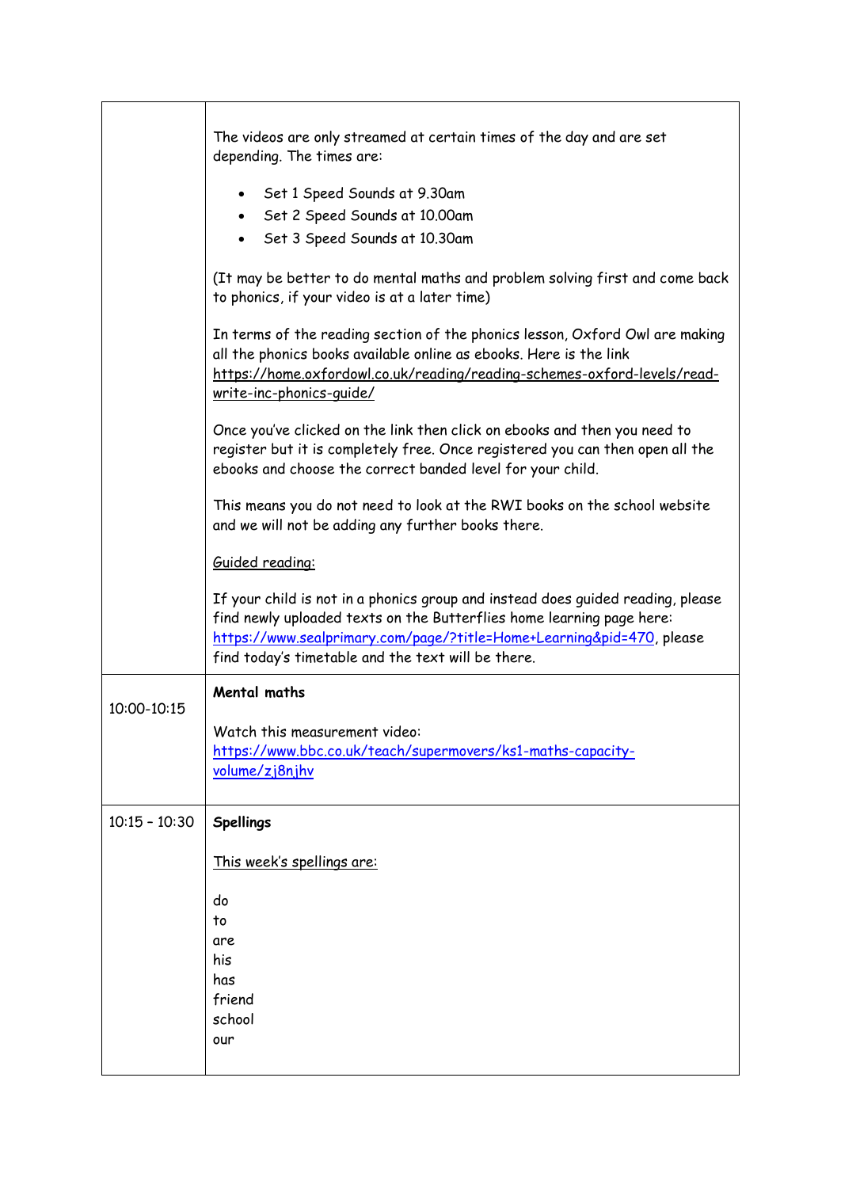| | |
|---|---|
| | The videos are only streamed at certain times of the day and are set depending. The times are:<br><br>• Set 1 Speed Sounds at 9.30am<br>• Set 2 Speed Sounds at 10.00am<br>• Set 3 Speed Sounds at 10.30am<br><br>(It may be better to do mental maths and problem solving first and come back to phonics, if your video is at a later time)<br><br>In terms of the reading section of the phonics lesson, Oxford Owl are making all the phonics books available online as ebooks. Here is the link https://home.oxfordowl.co.uk/reading/reading-schemes-oxford-levels/read-write-inc-phonics-guide/<br><br>Once you've clicked on the link then click on ebooks and then you need to register but it is completely free. Once registered you can then open all the ebooks and choose the correct banded level for your child.<br><br>This means you do not need to look at the RWI books on the school website and we will not be adding any further books there.<br><br>Guided reading:<br><br>If your child is not in a phonics group and instead does guided reading, please find newly uploaded texts on the Butterflies home learning page here: https://www.sealprimary.com/page/?title=Home+Learning&pid=470, please find today's timetable and the text will be there. |
| 10:00-10:15 | **Mental maths**<br><br>Watch this measurement video: https://www.bbc.co.uk/teach/supermovers/ks1-maths-capacity-volume/zj8njhv |
| 10:15 – 10:30 | **Spellings**<br><br>This week's spellings are:<br><br>do<br>to<br>are<br>his<br>has<br>friend<br>school<br>our |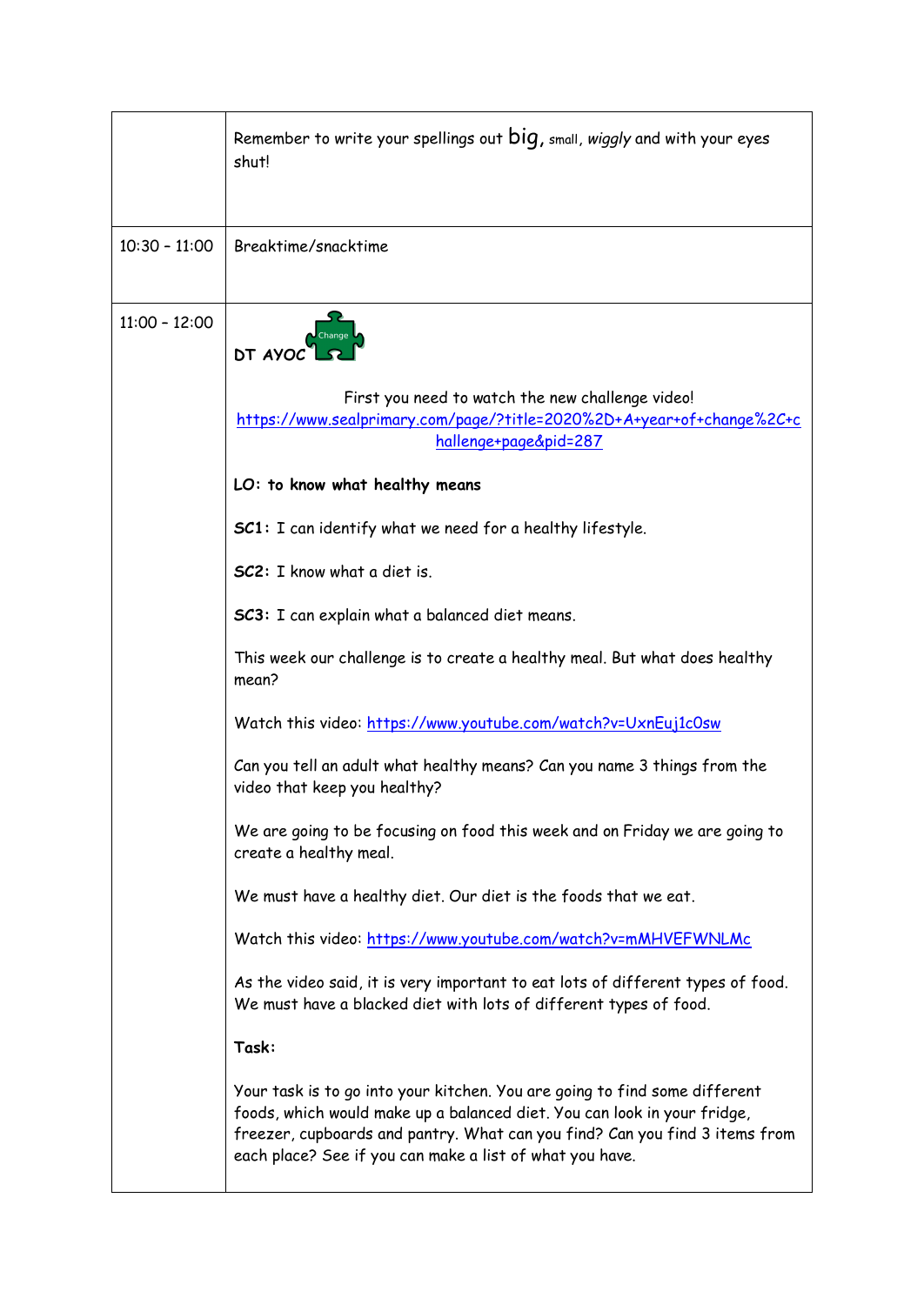| | |
|---|---|
| | Remember to write your spellings out big, small, *wiggly* and with your eyes shut! |
| 10:30 – 11:00 | Breaktime/snacktime |
| 11:00 – 12:00 | **DT AYOC** Change<br><br>First you need to watch the new challenge video! https://www.sealprimary.com/page/?title=2020%2D+A+year+of+change%2C+challenge+page&pid=287<br><br>**LO: to know what healthy means**<br><br>**SC1:** I can identify what we need for a healthy lifestyle.<br><br>**SC2:** I know what a diet is.<br><br>**SC3:** I can explain what a balanced diet means.<br><br>This week our challenge is to create a healthy meal. But what does healthy mean?<br><br>Watch this video: https://www.youtube.com/watch?v=UxnEuj1c0sw<br><br>Can you tell an adult what healthy means? Can you name 3 things from the video that keep you healthy?<br><br>We are going to be focusing on food this week and on Friday we are going to create a healthy meal.<br><br>We must have a healthy diet. Our diet is the foods that we eat.<br><br>Watch this video: https://www.youtube.com/watch?v=mMHVEFWNLMc<br><br>As the video said, it is very important to eat lots of different types of food. We must have a blacked diet with lots of different types of food.<br><br>**Task:**<br><br>Your task is to go into your kitchen. You are going to find some different foods, which would make up a balanced diet. You can look in your fridge, freezer, cupboards and pantry. What can you find? Can you find 3 items from each place? See if you can make a list of what you have. |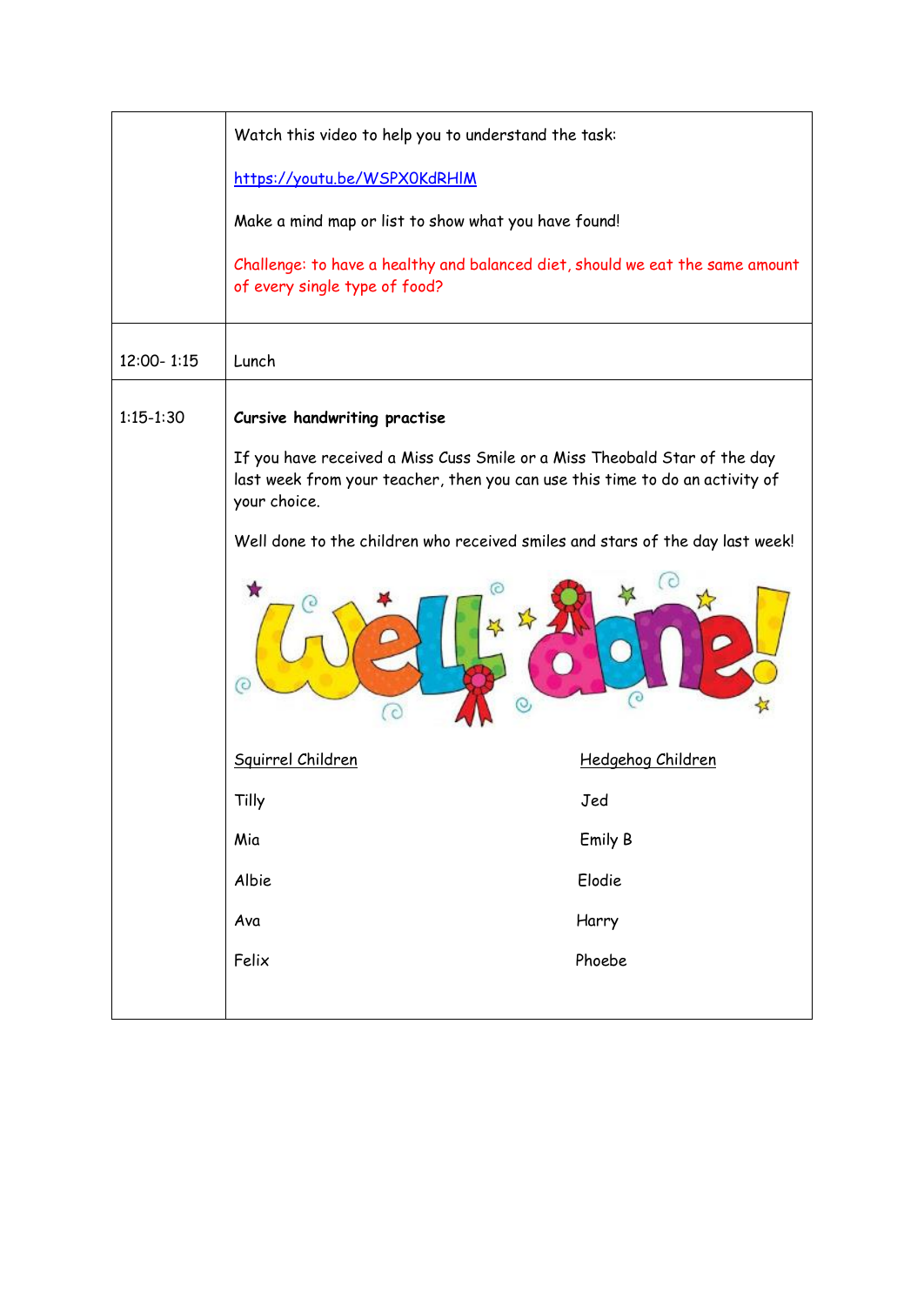| | |
|---|---|
| | Watch this video to help you to understand the task:<br><br>[https://youtu.be/WSPX0KdRHlM](https://youtu.be/WSPX0KdRHlM)<br><br>Make a mind map or list to show what you have found!<br><br>Challenge: to have a healthy and balanced diet, should we eat the same amount of every single type of food? |
| 12:00- 1:15 | Lunch |
| 1:15-1:30 | **Cursive handwriting practise**<br><br>If you have received a Miss Cuss Smile or a Miss Theobald Star of the day last week from your teacher, then you can use this time to do an activity of your choice.<br><br>Well done to the children who received smiles and stars of the day last week!<br><br>Well done!<br><br><u>Squirrel Children</u>: Tilly, Mia, Albie, Ava, Felix<br><br><u>Hedgehog Children</u>: Jed, Emily B, Elodie, Harry, Phoebe |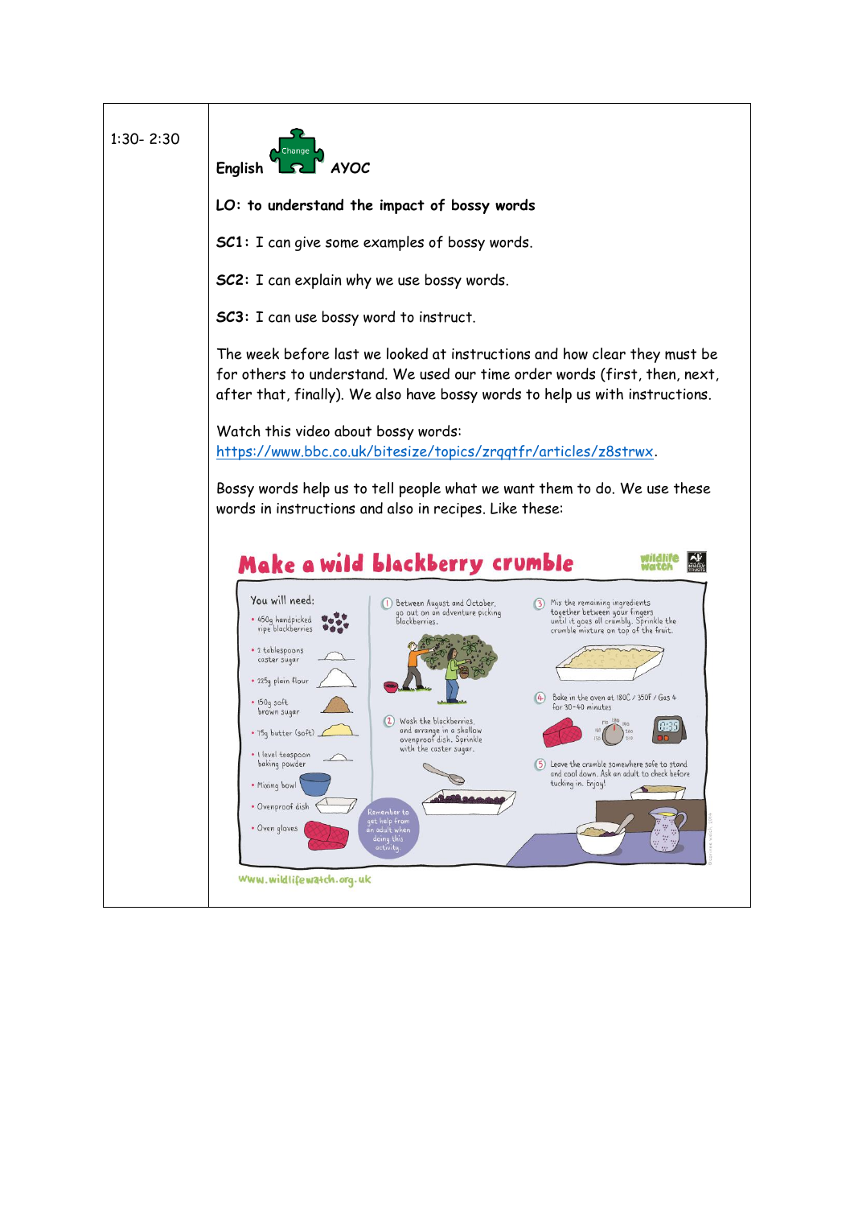| | |
|---|---|
| 1:30- 2:30 | **English** Change *AYOC*<br><br>**LO: to understand the impact of bossy words**<br><br>**SC1:** I can give some examples of bossy words.<br><br>**SC2:** I can explain why we use bossy words.<br><br>**SC3:** I can use bossy word to instruct.<br><br>The week before last we looked at instructions and how clear they must be for others to understand. We used our time order words (first, then, next, after that, finally). We also have bossy words to help us with instructions.<br><br>Watch this video about bossy words: https://www.bbc.co.uk/bitesize/topics/zrqqtfr/articles/z8strwx.<br><br>Bossy words help us to tell people what we want them to do. We use these words in instructions and also in recipes. Like these:<br><br>**Make a wild blackberry crumble**<br><br>You will need:<br>• 650g handpicked ripe blackberries<br>• 2 tablespoons caster sugar<br>• 225g plain flour<br>• 150g soft brown sugar<br>• 75g butter (soft)<br>• 1 level teaspoon baking powder<br>• Mixing bowl<br>• Ovenproof dish<br>• Oven gloves<br><br>1. Between August and October, go out on an adventure picking blackberries.<br>2. Wash the blackberries, and arrange in a shallow ovenproof dish. Sprinkle with the caster sugar.<br>3. Mix the remaining ingredients together between your fingers until it goes all crumbly. Sprinkle the crumble mixture on top of the fruit.<br>4. Bake in the oven at 180C / 350F / Gas 4 for 30-40 minutes<br>5. Leave the crumble somewhere safe to stand and cool down. Ask an adult to check before tucking in. Enjoy!<br><br>Remember to get help from an adult when doing this activity.<br><br>www.wildlifewatch.org.uk |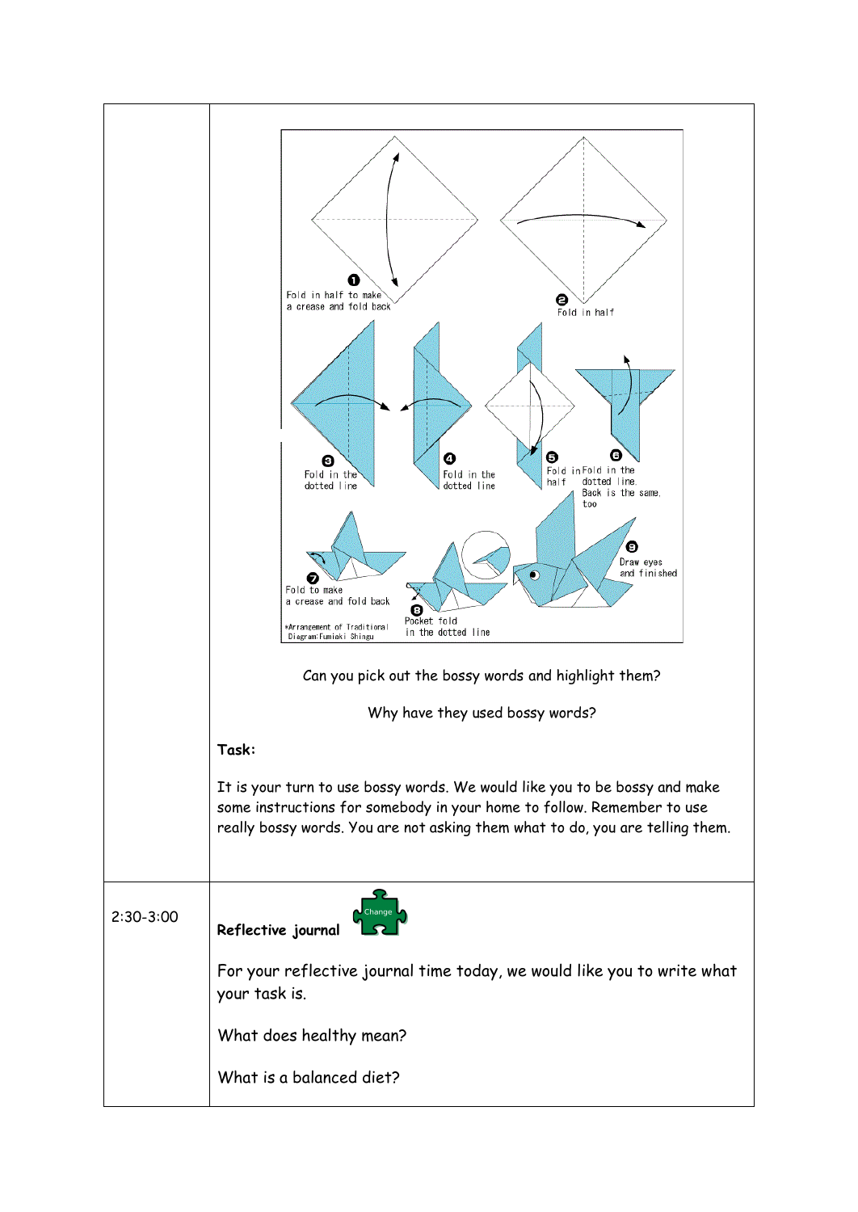| | |
|---|---|
| | Fold in half to make a crease and fold back<br>Fold in half<br>Fold in the dotted line<br>Fold in the dotted line<br>Fold in half<br>Fold in the dotted line. Back is the same, too<br>Fold to make a crease and fold back<br>Pocket fold in the dotted line<br>Draw eyes and finished<br>*Arrangement of Traditional Diagram:Fumiaki Shingu<br><br>Can you pick out the bossy words and highlight them?<br><br>Why have they used bossy words?<br><br>**Task:**<br><br>It is your turn to use bossy words. We would like you to be bossy and make some instructions for somebody in your home to follow. Remember to use really bossy words. You are not asking them what to do, you are telling them. |
| 2:30-3:00 | **Reflective journal** Change<br><br>For your reflective journal time today, we would like you to write what your task is.<br><br>What does healthy mean?<br><br>What is a balanced diet? |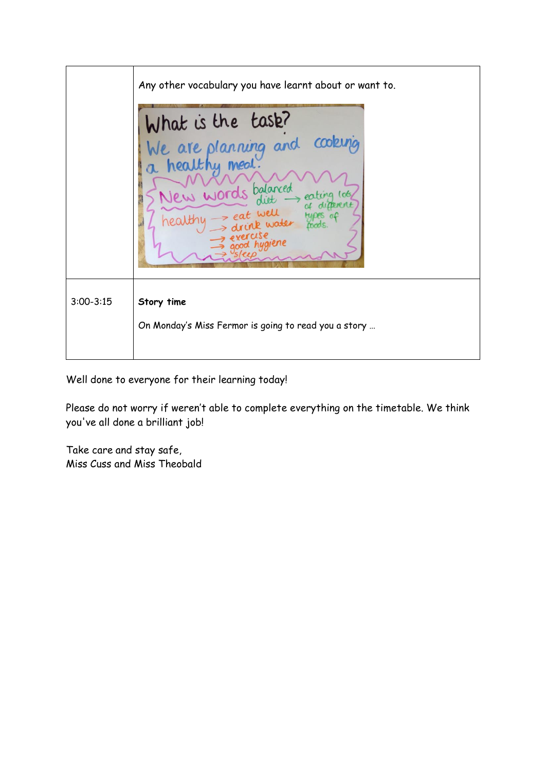| | |
|---|---|
| | Any other vocabulary you have learnt about or want to.<br><br>What is the task?<br>We are planning and cooking a healthy meal.<br>New words<br>balanced diet → eating lots of different types of foods.<br>healthy → eat well → drink water → exercise → good hygiene → sleep |
| 3:00-3:15 | **Story time**<br><br>On Monday's Miss Fermor is going to read you a story … |

Well done to everyone for their learning today!

Please do not worry if weren't able to complete everything on the timetable. We think you've all done a brilliant job!

Take care and stay safe,
Miss Cuss and Miss Theobald